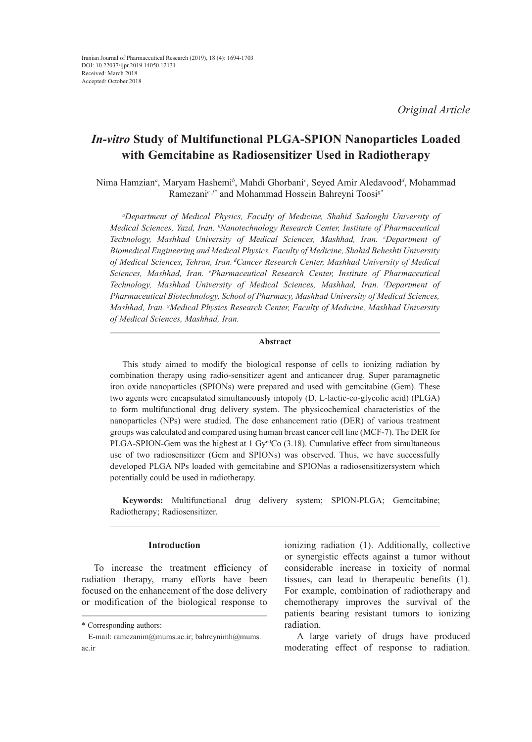Original Article

# *In-vitro* Study of Multifunctional PLGA-SPION Nanoparticles Loaded with Gemcitabine as Radiosensitizer Used in Radiotherapy

Nima Hamzian[a], Maryam Hashemi[b], Mahdi Ghorbani[c], Seyed Amir Aledavood[d], Mohammad Ramezani[e, f]* and Mohammad Hossein Bahreyni Toosi[g]*

*[a]Department of Medical Physics, Faculty of Medicine, Shahid Sadoughi University of Medical Sciences, Yazd, Iran. [b]Nanotechnology Research Center, Institute of Pharmaceutical Technology, Mashhad University of Medical Sciences, Mashhad, Iran. [c]Department of Biomedical Engineering and Medical Physics, Faculty of Medicine, Shahid Beheshti University of Medical Sciences, Tehran, Iran. [d]Cancer Research Center, Mashhad University of Medical Sciences, Mashhad, Iran. [e]Pharmaceutical Research Center, Institute of Pharmaceutical Technology, Mashhad University of Medical Sciences, Mashhad, Iran. [f]Department of Pharmaceutical Biotechnology, School of Pharmacy, Mashhad University of Medical Sciences, Mashhad, Iran. [g]Medical Physics Research Center, Faculty of Medicine, Mashhad University of Medical Sciences, Mashhad, Iran.*

## Abstract

This study aimed to modify the biological response of cells to ionizing radiation by combination therapy using radio-sensitizer agent and anticancer drug. Super paramagnetic iron oxide nanoparticles (SPIONs) were prepared and used with gemcitabine (Gem). These two agents were encapsulated simultaneously intopoly (D, L-lactic-co-glycolic acid) (PLGA) to form multifunctional drug delivery system. The physicochemical characteristics of the nanoparticles (NPs) were studied. The dose enhancement ratio (DER) of various treatment groups was calculated and compared using human breast cancer cell line (MCF-7). The DER for PLGA-SPION-Gem was the highest at 1 Gy$^{60}$Co (3.18). Cumulative effect from simultaneous use of two radiosensitizer (Gem and SPIONs) was observed. Thus, we have successfully developed PLGA NPs loaded with gemcitabine and SPIONas a radiosensitizersystem which potentially could be used in radiotherapy.

**Keywords:** Multifunctional drug delivery system; SPION-PLGA; Gemcitabine; Radiotherapy; Radiosensitizer.

## Introduction

To increase the treatment efficiency of radiation therapy, many efforts have been focused on the enhancement of the dose delivery or modification of the biological response to ionizing radiation (1). Additionally, collective or synergistic effects against a tumor without considerable increase in toxicity of normal tissues, can lead to therapeutic benefits (1). For example, combination of radiotherapy and chemotherapy improves the survival of the patients bearing resistant tumors to ionizing radiation.

A large variety of drugs have produced moderating effect of response to radiation.

\* Corresponding authors:
E-mail: ramezanim@mums.ac.ir; bahreynimh@mums.ac.ir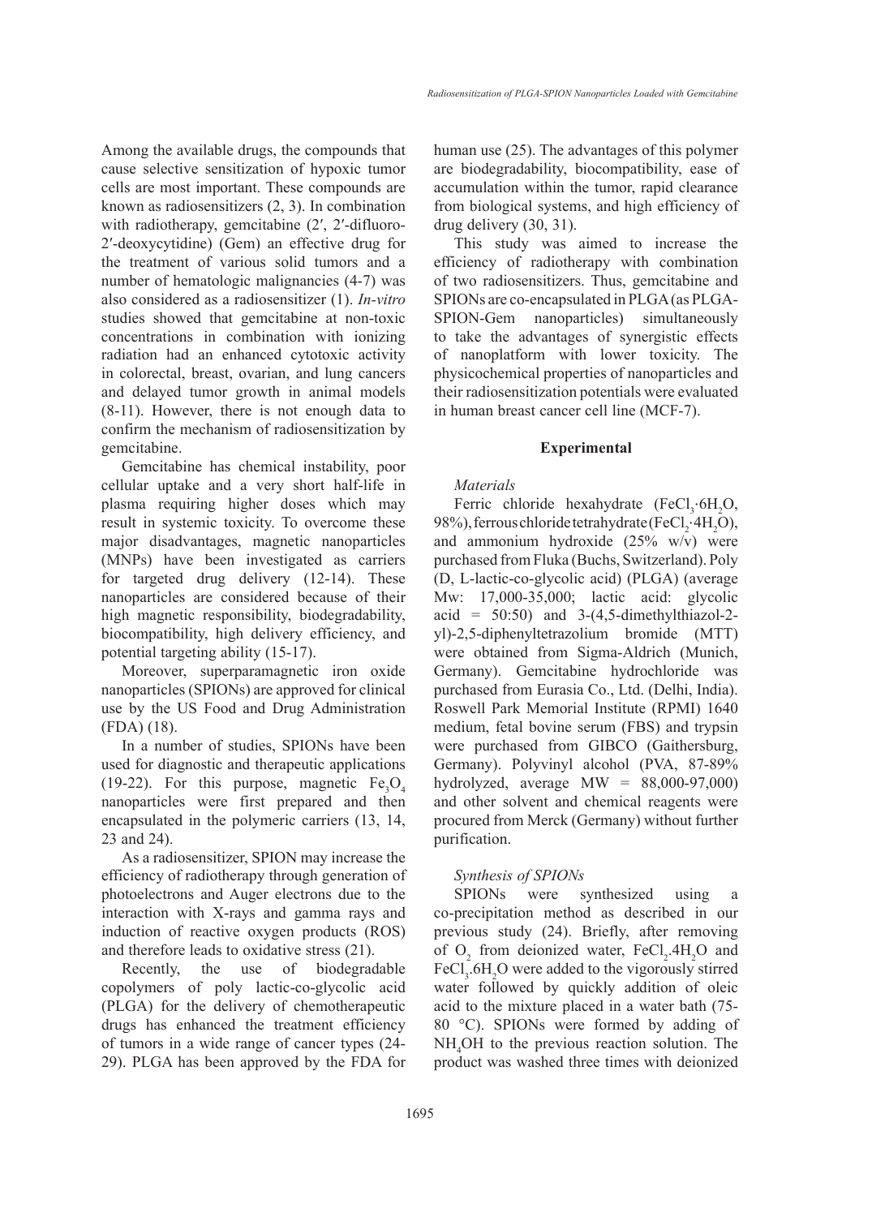Among the available drugs, the compounds that cause selective sensitization of hypoxic tumor cells are most important. These compounds are known as radiosensitizers (2, 3). In combination with radiotherapy, gemcitabine (2′, 2′-difluoro-2′-deoxycytidine) (Gem) an effective drug for the treatment of various solid tumors and a number of hematologic malignancies (4-7) was also considered as a radiosensitizer (1). *In-vitro* studies showed that gemcitabine at non-toxic concentrations in combination with ionizing radiation had an enhanced cytotoxic activity in colorectal, breast, ovarian, and lung cancers and delayed tumor growth in animal models (8-11). However, there is not enough data to confirm the mechanism of radiosensitization by gemcitabine.

Gemcitabine has chemical instability, poor cellular uptake and a very short half-life in plasma requiring higher doses which may result in systemic toxicity. To overcome these major disadvantages, magnetic nanoparticles (MNPs) have been investigated as carriers for targeted drug delivery (12-14). These nanoparticles are considered because of their high magnetic responsibility, biodegradability, biocompatibility, high delivery efficiency, and potential targeting ability (15-17).

Moreover, superparamagnetic iron oxide nanoparticles (SPIONs) are approved for clinical use by the US Food and Drug Administration (FDA) (18).

In a number of studies, SPIONs have been used for diagnostic and therapeutic applications (19-22). For this purpose, magnetic $Fe_3O_4$ nanoparticles were first prepared and then encapsulated in the polymeric carriers (13, 14, 23 and 24).

As a radiosensitizer, SPION may increase the efficiency of radiotherapy through generation of photoelectrons and Auger electrons due to the interaction with X-rays and gamma rays and induction of reactive oxygen products (ROS) and therefore leads to oxidative stress (21).

Recently, the use of biodegradable copolymers of poly lactic-co-glycolic acid (PLGA) for the delivery of chemotherapeutic drugs has enhanced the treatment efficiency of tumors in a wide range of cancer types (24-29). PLGA has been approved by the FDA for human use (25). The advantages of this polymer are biodegradability, biocompatibility, ease of accumulation within the tumor, rapid clearance from biological systems, and high efficiency of drug delivery (30, 31).

This study was aimed to increase the efficiency of radiotherapy with combination of two radiosensitizers. Thus, gemcitabine and SPIONs are co-encapsulated in PLGA (as PLGA-SPION-Gem nanoparticles) simultaneously to take the advantages of synergistic effects of nanoplatform with lower toxicity. The physicochemical properties of nanoparticles and their radiosensitization potentials were evaluated in human breast cancer cell line (MCF-7).

## Experimental

*Materials*

Ferric chloride hexahydrate ($FeCl_3{\cdot}6H_2O$, 98%), ferrous chloride tetrahydrate ($FeCl_2{\cdot}4H_2O$), and ammonium hydroxide (25% w/v) were purchased from Fluka (Buchs, Switzerland). Poly (D, L-lactic-co-glycolic acid) (PLGA) (average Mw: 17,000-35,000; lactic acid: glycolic acid = 50:50) and 3-(4,5-dimethylthiazol-2-yl)-2,5-diphenyltetrazolium bromide (MTT) were obtained from Sigma-Aldrich (Munich, Germany). Gemcitabine hydrochloride was purchased from Eurasia Co., Ltd. (Delhi, India). Roswell Park Memorial Institute (RPMI) 1640 medium, fetal bovine serum (FBS) and trypsin were purchased from GIBCO (Gaithersburg, Germany). Polyvinyl alcohol (PVA, 87-89% hydrolyzed, average MW = 88,000-97,000) and other solvent and chemical reagents were procured from Merck (Germany) without further purification.

*Synthesis of SPIONs*

SPIONs were synthesized using a co-precipitation method as described in our previous study (24). Briefly, after removing of $O_2$ from deionized water, $FeCl_2.4H_2O$ and $FeCl_3.6H_2O$ were added to the vigorously stirred water followed by quickly addition of oleic acid to the mixture placed in a water bath (75-80 °C). SPIONs were formed by adding of $NH_4OH$ to the previous reaction solution. The product was washed three times with deionized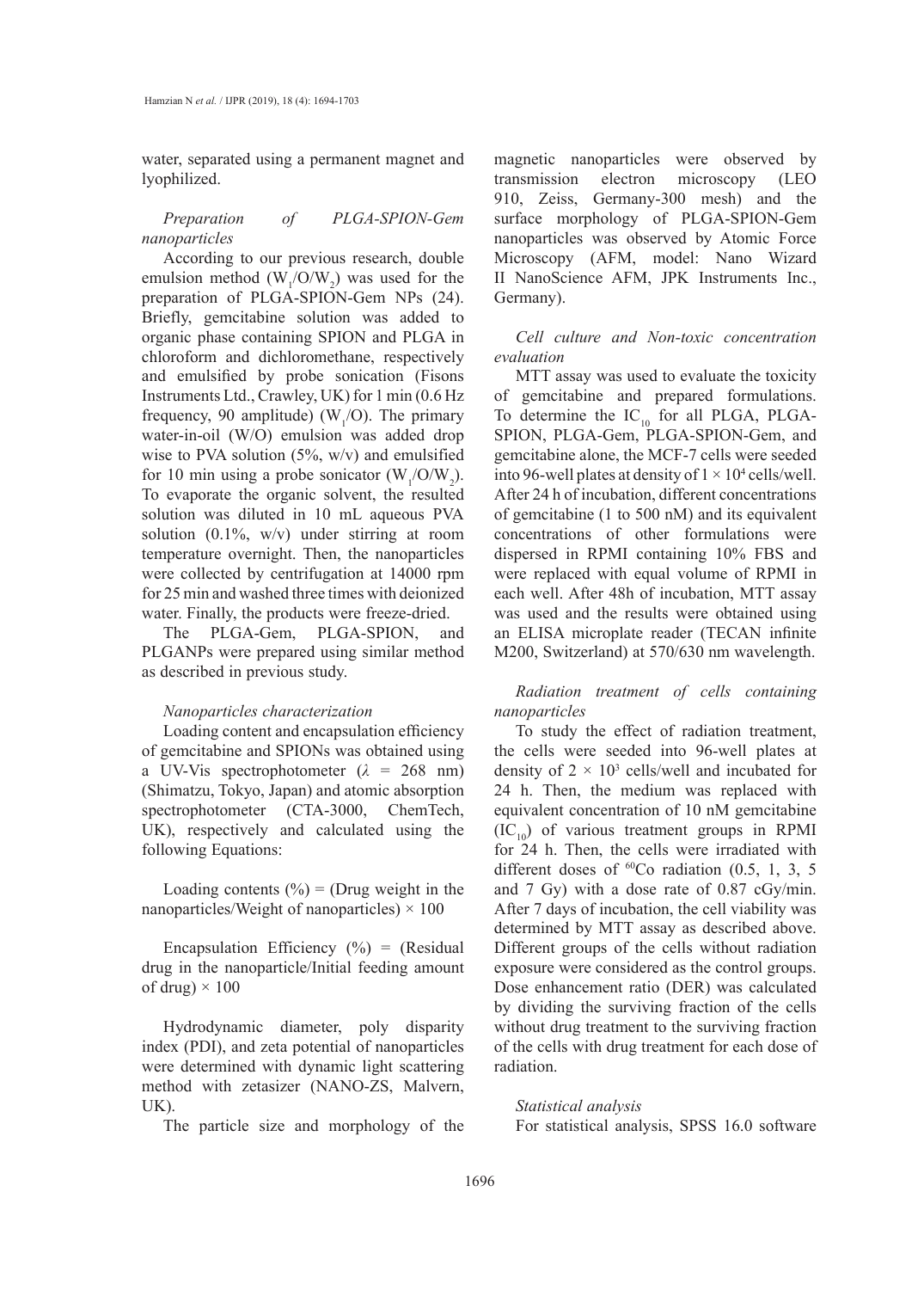water, separated using a permanent magnet and lyophilized.

*Preparation of PLGA-SPION-Gem nanoparticles*

According to our previous research, double emulsion method ($W_1/O/W_2$) was used for the preparation of PLGA-SPION-Gem NPs (24). Briefly, gemcitabine solution was added to organic phase containing SPION and PLGA in chloroform and dichloromethane, respectively and emulsified by probe sonication (Fisons Instruments Ltd., Crawley, UK) for 1 min (0.6 Hz frequency, 90 amplitude) ($W_1/O$). The primary water-in-oil (W/O) emulsion was added drop wise to PVA solution (5%, w/v) and emulsified for 10 min using a probe sonicator ($W_1/O/W_2$). To evaporate the organic solvent, the resulted solution was diluted in 10 mL aqueous PVA solution (0.1%, w/v) under stirring at room temperature overnight. Then, the nanoparticles were collected by centrifugation at 14000 rpm for 25 min and washed three times with deionized water. Finally, the products were freeze-dried.

The PLGA-Gem, PLGA-SPION, and PLGANPs were prepared using similar method as described in previous study.

*Nanoparticles characterization*

Loading content and encapsulation efficiency of gemcitabine and SPIONs was obtained using a UV-Vis spectrophotometer ($\lambda$ = 268 nm) (Shimatzu, Tokyo, Japan) and atomic absorption spectrophotometer (CTA-3000, ChemTech, UK), respectively and calculated using the following Equations:

Loading contents (%) = (Drug weight in the nanoparticles/Weight of nanoparticles) × 100

Encapsulation Efficiency (%) = (Residual drug in the nanoparticle/Initial feeding amount of drug) × 100

Hydrodynamic diameter, poly disparity index (PDI), and zeta potential of nanoparticles were determined with dynamic light scattering method with zetasizer (NANO-ZS, Malvern, UK).

The particle size and morphology of the magnetic nanoparticles were observed by transmission electron microscopy (LEO 910, Zeiss, Germany-300 mesh) and the surface morphology of PLGA-SPION-Gem nanoparticles was observed by Atomic Force Microscopy (AFM, model: Nano Wizard II NanoScience AFM, JPK Instruments Inc., Germany).

*Cell culture and Non-toxic concentration evaluation*

MTT assay was used to evaluate the toxicity of gemcitabine and prepared formulations. To determine the $IC_{10}$ for all PLGA, PLGA-SPION, PLGA-Gem, PLGA-SPION-Gem, and gemcitabine alone, the MCF-7 cells were seeded into 96-well plates at density of $1 \times 10^4$ cells/well. After 24 h of incubation, different concentrations of gemcitabine (1 to 500 nM) and its equivalent concentrations of other formulations were dispersed in RPMI containing 10% FBS and were replaced with equal volume of RPMI in each well. After 48h of incubation, MTT assay was used and the results were obtained using an ELISA microplate reader (TECAN infinite M200, Switzerland) at 570/630 nm wavelength.

*Radiation treatment of cells containing nanoparticles*

To study the effect of radiation treatment, the cells were seeded into 96-well plates at density of $2 \times 10^3$ cells/well and incubated for 24 h. Then, the medium was replaced with equivalent concentration of 10 nM gemcitabine ($IC_{10}$) of various treatment groups in RPMI for 24 h. Then, the cells were irradiated with different doses of $^{60}$Co radiation (0.5, 1, 3, 5 and 7 Gy) with a dose rate of 0.87 cGy/min. After 7 days of incubation, the cell viability was determined by MTT assay as described above. Different groups of the cells without radiation exposure were considered as the control groups. Dose enhancement ratio (DER) was calculated by dividing the surviving fraction of the cells without drug treatment to the surviving fraction of the cells with drug treatment for each dose of radiation.

*Statistical analysis*

For statistical analysis, SPSS 16.0 software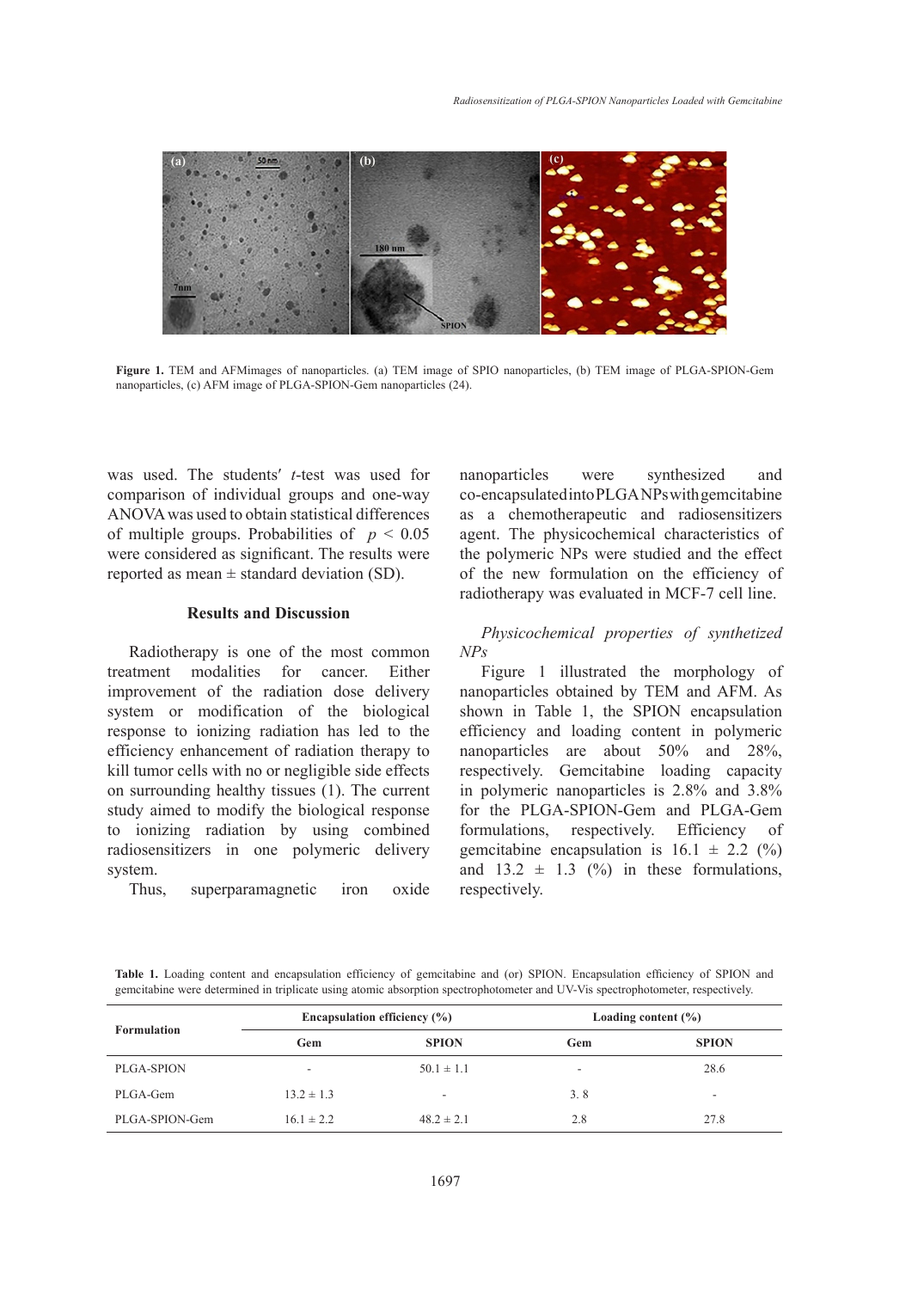Figure 1. TEM and AFMimages of nanoparticles. (a) TEM image of SPIO nanoparticles, (b) TEM image of PLGA-SPION-Gem nanoparticles, (c) AFM image of PLGA-SPION-Gem nanoparticles (24).

was used. The students′ *t*-test was used for comparison of individual groups and one-way ANOVA was used to obtain statistical differences of multiple groups. Probabilities of $p < 0.05$ were considered as significant. The results were reported as mean ± standard deviation (SD).

## Results and Discussion

Radiotherapy is one of the most common treatment modalities for cancer. Either improvement of the radiation dose delivery system or modification of the biological response to ionizing radiation has led to the efficiency enhancement of radiation therapy to kill tumor cells with no or negligible side effects on surrounding healthy tissues (1). The current study aimed to modify the biological response to ionizing radiation by using combined radiosensitizers in one polymeric delivery system.

Thus, superparamagnetic iron oxide nanoparticles were synthesized and co-encapsulated into PLGA NPs with gemcitabine as a chemotherapeutic and radiosensitizers agent. The physicochemical characteristics of the polymeric NPs were studied and the effect of the new formulation on the efficiency of radiotherapy was evaluated in MCF-7 cell line.

### *Physicochemical properties of synthetized NPs*

Figure 1 illustrated the morphology of nanoparticles obtained by TEM and AFM. As shown in Table 1, the SPION encapsulation efficiency and loading content in polymeric nanoparticles are about 50% and 28%, respectively. Gemcitabine loading capacity in polymeric nanoparticles is 2.8% and 3.8% for the PLGA-SPION-Gem and PLGA-Gem formulations, respectively. Efficiency of gemcitabine encapsulation is 16.1 ± 2.2 (%) and 13.2 ± 1.3 (%) in these formulations, respectively.

**Table 1.** Loading content and encapsulation efficiency of gemcitabine and (or) SPION. Encapsulation efficiency of SPION and gemcitabine were determined in triplicate using atomic absorption spectrophotometer and UV-Vis spectrophotometer, respectively.

| Formulation | Encapsulation efficiency (%) | | Loading content (%) | |
|---|---|---|---|---|
| | Gem | SPION | Gem | SPION |
| PLGA-SPION | - | 50.1 ± 1.1 | - | 28.6 |
| PLGA-Gem | 13.2 ± 1.3 | - | 3. 8 | - |
| PLGA-SPION-Gem | 16.1 ± 2.2 | 48.2 ± 2.1 | 2.8 | 27.8 |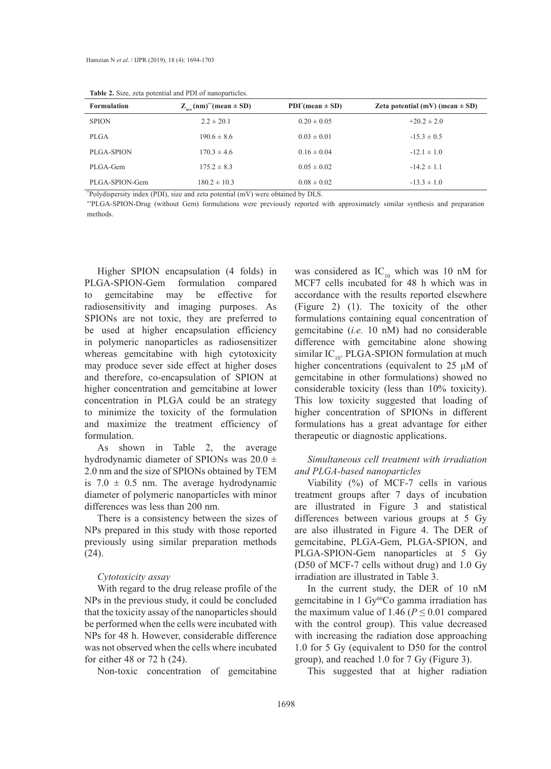**Table 2.** Size, zeta potential and PDI of nanoparticles.

| Formulation | $Z_{ave}$ (nm)[**](mean ± SD) | PDI[*](mean ± SD) | Zeta potential (mV) (mean ± SD) |
|---|---|---|---|
| SPION | 2.2 ± 20.1 | 0.20 ± 0.05 | +20.2 ± 2.0 |
| PLGA | 190.6 ± 8.6 | 0.03 ± 0.01 | -15.3 ± 0.5 |
| PLGA-SPION | 170.3 ± 4.6 | 0.16 ± 0.04 | -12.1 ± 1.0 |
| PLGA-Gem | 175.2 ± 8.3 | 0.05 ± 0.02 | -14.2 ± 1.1 |
| PLGA-SPION-Gem | 180.2 ± 10.3 | 0.08 ± 0.02 | -13.3 ± 1.0 |

[*]Polydispersity index (PDI), size and zeta potential (mV) were obtained by DLS.

[**]PLGA-SPION-Drug (without Gem) formulations were previously reported with approximately similar synthesis and preparation methods.

Higher SPION encapsulation (4 folds) in PLGA-SPION-Gem formulation compared to gemcitabine may be effective for radiosensitivity and imaging purposes. As SPIONs are not toxic, they are preferred to be used at higher encapsulation efficiency in polymeric nanoparticles as radiosensitizer whereas gemcitabine with high cytotoxicity may produce sever side effect at higher doses and therefore, co-encapsulation of SPION at higher concentration and gemcitabine at lower concentration in PLGA could be an strategy to minimize the toxicity of the formulation and maximize the treatment efficiency of formulation.

As shown in Table 2, the average hydrodynamic diameter of SPIONs was 20.0 ± 2.0 nm and the size of SPIONs obtained by TEM is 7.0 ± 0.5 nm. The average hydrodynamic diameter of polymeric nanoparticles with minor differences was less than 200 nm.

There is a consistency between the sizes of NPs prepared in this study with those reported previously using similar preparation methods (24).

*Cytotoxicity assay*

With regard to the drug release profile of the NPs in the previous study, it could be concluded that the toxicity assay of the nanoparticles should be performed when the cells were incubated with NPs for 48 h. However, considerable difference was not observed when the cells where incubated for either 48 or 72 h (24).

Non-toxic concentration of gemcitabine was considered as $IC_{10}$ which was 10 nM for MCF7 cells incubated for 48 h which was in accordance with the results reported elsewhere (Figure 2) (1). The toxicity of the other formulations containing equal concentration of gemcitabine (*i.e.* 10 nM) had no considerable difference with gemcitabine alone showing similar $IC_{10}$. PLGA-SPION formulation at much higher concentrations (equivalent to 25 µM of gemcitabine in other formulations) showed no considerable toxicity (less than 10% toxicity). This low toxicity suggested that loading of higher concentration of SPIONs in different formulations has a great advantage for either therapeutic or diagnostic applications.

*Simultaneous cell treatment with irradiation and PLGA-based nanoparticles*

Viability (%) of MCF-7 cells in various treatment groups after 7 days of incubation are illustrated in Figure 3 and statistical differences between various groups at 5 Gy are also illustrated in Figure 4. The DER of gemcitabine, PLGA-Gem, PLGA-SPION, and PLGA-SPION-Gem nanoparticles at 5 Gy (D50 of MCF-7 cells without drug) and 1.0 Gy irradiation are illustrated in Table 3.

In the current study, the DER of 10 nM gemcitabine in 1 Gy$^{60}$Co gamma irradiation has the maximum value of 1.46 ($P \leq 0.01$ compared with the control group). This value decreased with increasing the radiation dose approaching 1.0 for 5 Gy (equivalent to D50 for the control group), and reached 1.0 for 7 Gy (Figure 3).

This suggested that at higher radiation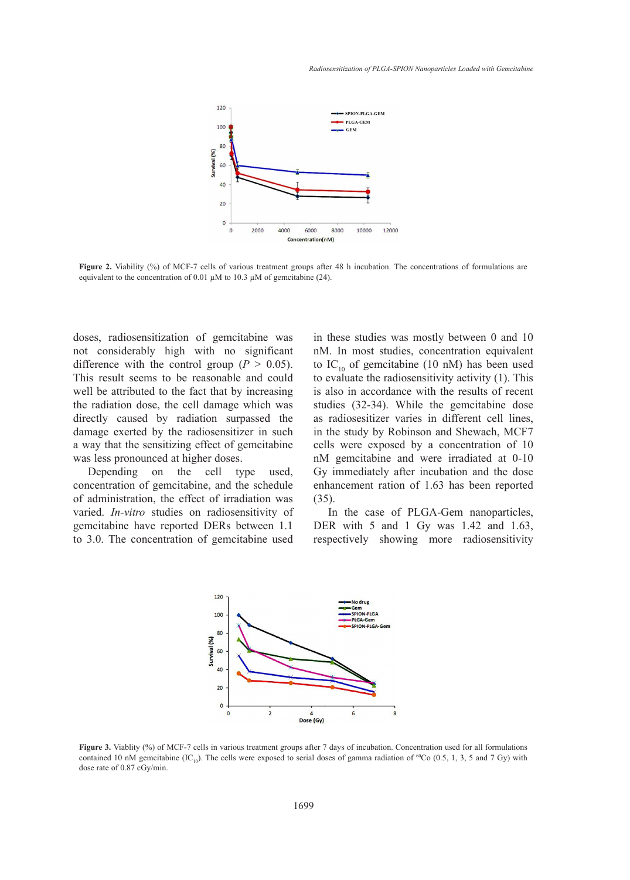Figure 2. Viability (%) of MCF-7 cells of various treatment groups after 48 h incubation. The concentrations of formulations are equivalent to the concentration of 0.01 µM to 10.3 µM of gemcitabine (24).

doses, radiosensitization of gemcitabine was not considerably high with no significant difference with the control group ($P > 0.05$). This result seems to be reasonable and could well be attributed to the fact that by increasing the radiation dose, the cell damage which was directly caused by radiation surpassed the damage exerted by the radiosensitizer in such a way that the sensitizing effect of gemcitabine was less pronounced at higher doses.

Depending on the cell type used, concentration of gemcitabine, and the schedule of administration, the effect of irradiation was varied. *In-vitro* studies on radiosensitivity of gemcitabine have reported DERs between 1.1 to 3.0. The concentration of gemcitabine used in these studies was mostly between 0 and 10 nM. In most studies, concentration equivalent to $IC_{10}$ of gemcitabine (10 nM) has been used to evaluate the radiosensitivity activity (1). This is also in accordance with the results of recent studies (32-34). While the gemcitabine dose as radiosesitizer varies in different cell lines, in the study by Robinson and Shewach, MCF7 cells were exposed by a concentration of 10 nM gemcitabine and were irradiated at 0-10 Gy immediately after incubation and the dose enhancement ration of 1.63 has been reported (35).

In the case of PLGA-Gem nanoparticles, DER with 5 and 1 Gy was 1.42 and 1.63, respectively showing more radiosensitivity

Figure 3. Viablity (%) of MCF-7 cells in various treatment groups after 7 days of incubation. Concentration used for all formulations contained 10 nM gemcitabine ($IC_{10}$). The cells were exposed to serial doses of gamma radiation of $^{60}$Co (0.5, 1, 3, 5 and 7 Gy) with dose rate of 0.87 cGy/min.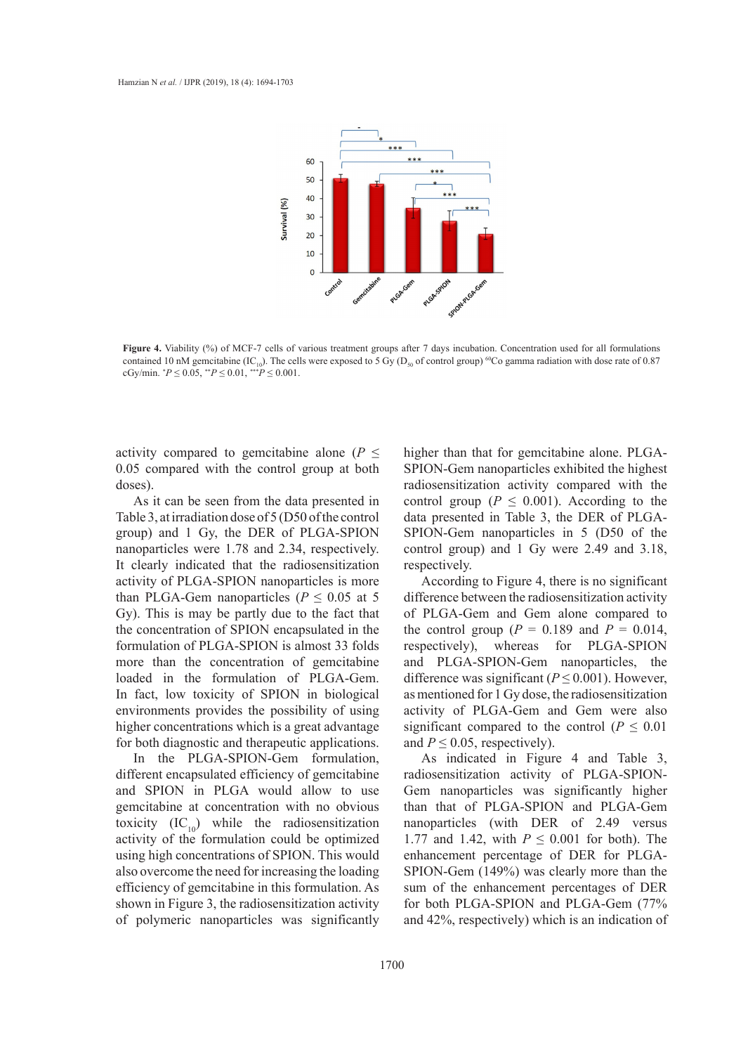**Figure 4.** Viability (%) of MCF-7 cells of various treatment groups after 7 days incubation. Concentration used for all formulations contained 10 nM gemcitabine ($IC_{10}$). The cells were exposed to 5 Gy ($D_{50}$ of control group) $^{60}Co$ gamma radiation with dose rate of 0.87 cGy/min. $^{*}P \leq 0.05$, $^{**}P \leq 0.01$, $^{***}P \leq 0.001$.

activity compared to gemcitabine alone ($P \leq 0.05$ compared with the control group at both doses).

As it can be seen from the data presented in Table 3, at irradiation dose of 5 (D50 of the control group) and 1 Gy, the DER of PLGA-SPION nanoparticles were 1.78 and 2.34, respectively. It clearly indicated that the radiosensitization activity of PLGA-SPION nanoparticles is more than PLGA-Gem nanoparticles ($P \leq 0.05$ at 5 Gy). This is may be partly due to the fact that the concentration of SPION encapsulated in the formulation of PLGA-SPION is almost 33 folds more than the concentration of gemcitabine loaded in the formulation of PLGA-Gem. In fact, low toxicity of SPION in biological environments provides the possibility of using higher concentrations which is a great advantage for both diagnostic and therapeutic applications.

In the PLGA-SPION-Gem formulation, different encapsulated efficiency of gemcitabine and SPION in PLGA would allow to use gemcitabine at concentration with no obvious toxicity ($IC_{10}$) while the radiosensitization activity of the formulation could be optimized using high concentrations of SPION. This would also overcome the need for increasing the loading efficiency of gemcitabine in this formulation. As shown in Figure 3, the radiosensitization activity of polymeric nanoparticles was significantly higher than that for gemcitabine alone. PLGA-SPION-Gem nanoparticles exhibited the highest radiosensitization activity compared with the control group ($P \leq 0.001$). According to the data presented in Table 3, the DER of PLGA-SPION-Gem nanoparticles in 5 (D50 of the control group) and 1 Gy were 2.49 and 3.18, respectively.

According to Figure 4, there is no significant difference between the radiosensitization activity of PLGA-Gem and Gem alone compared to the control group ($P = 0.189$ and $P = 0.014$, respectively), whereas for PLGA-SPION and PLGA-SPION-Gem nanoparticles, the difference was significant ($P \leq 0.001$). However, as mentioned for 1 Gy dose, the radiosensitization activity of PLGA-Gem and Gem were also significant compared to the control ($P \leq 0.01$ and $P \leq 0.05$, respectively).

As indicated in Figure 4 and Table 3, radiosensitization activity of PLGA-SPION-Gem nanoparticles was significantly higher than that of PLGA-SPION and PLGA-Gem nanoparticles (with DER of 2.49 versus 1.77 and 1.42, with $P \leq 0.001$ for both). The enhancement percentage of DER for PLGA-SPION-Gem (149%) was clearly more than the sum of the enhancement percentages of DER for both PLGA-SPION and PLGA-Gem (77% and 42%, respectively) which is an indication of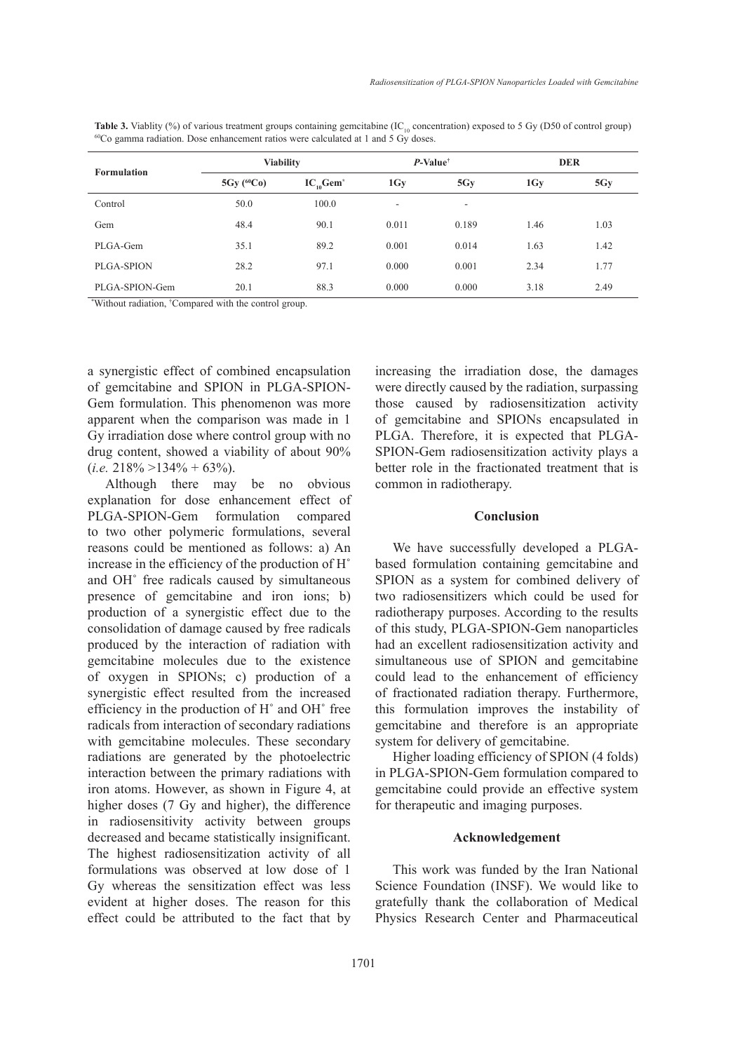**Table 3.** Viablity (%) of various treatment groups containing gemcitabine ($IC_{10}$ concentration) exposed to 5 Gy (D50 of control group) $^{60}Co$ gamma radiation. Dose enhancement ratios were calculated at 1 and 5 Gy doses.

| Formulation | Viability | | *P*-Value[†] | | DER | |
|---|---|---|---|---|---|---|
| | 5Gy ($^{60}Co$) | $IC_{10}$Gem[*] | 1Gy | 5Gy | 1Gy | 5Gy |
| Control | 50.0 | 100.0 | - | - | | |
| Gem | 48.4 | 90.1 | 0.011 | 0.189 | 1.46 | 1.03 |
| PLGA-Gem | 35.1 | 89.2 | 0.001 | 0.014 | 1.63 | 1.42 |
| PLGA-SPION | 28.2 | 97.1 | 0.000 | 0.001 | 2.34 | 1.77 |
| PLGA-SPION-Gem | 20.1 | 88.3 | 0.000 | 0.000 | 3.18 | 2.49 |

[*]Without radiation, [†]Compared with the control group.

a synergistic effect of combined encapsulation of gemcitabine and SPION in PLGA-SPION-Gem formulation. This phenomenon was more apparent when the comparison was made in 1 Gy irradiation dose where control group with no drug content, showed a viability of about 90% (*i.e.* 218% >134% + 63%).

Although there may be no obvious explanation for dose enhancement effect of PLGA-SPION-Gem formulation compared to two other polymeric formulations, several reasons could be mentioned as follows: a) An increase in the efficiency of the production of H˚ and OH˚ free radicals caused by simultaneous presence of gemcitabine and iron ions; b) production of a synergistic effect due to the consolidation of damage caused by free radicals produced by the interaction of radiation with gemcitabine molecules due to the existence of oxygen in SPIONs; c) production of a synergistic effect resulted from the increased efficiency in the production of H˚ and OH˚ free radicals from interaction of secondary radiations with gemcitabine molecules. These secondary radiations are generated by the photoelectric interaction between the primary radiations with iron atoms. However, as shown in Figure 4, at higher doses (7 Gy and higher), the difference in radiosensitivity activity between groups decreased and became statistically insignificant. The highest radiosensitization activity of all formulations was observed at low dose of 1 Gy whereas the sensitization effect was less evident at higher doses. The reason for this effect could be attributed to the fact that by increasing the irradiation dose, the damages were directly caused by the radiation, surpassing those caused by radiosensitization activity of gemcitabine and SPIONs encapsulated in PLGA. Therefore, it is expected that PLGA-SPION-Gem radiosensitization activity plays a better role in the fractionated treatment that is common in radiotherapy.

## Conclusion

We have successfully developed a PLGA-based formulation containing gemcitabine and SPION as a system for combined delivery of two radiosensitizers which could be used for radiotherapy purposes. According to the results of this study, PLGA-SPION-Gem nanoparticles had an excellent radiosensitization activity and simultaneous use of SPION and gemcitabine could lead to the enhancement of efficiency of fractionated radiation therapy. Furthermore, this formulation improves the instability of gemcitabine and therefore is an appropriate system for delivery of gemcitabine.

Higher loading efficiency of SPION (4 folds) in PLGA-SPION-Gem formulation compared to gemcitabine could provide an effective system for therapeutic and imaging purposes.

## Acknowledgement

This work was funded by the Iran National Science Foundation (INSF). We would like to gratefully thank the collaboration of Medical Physics Research Center and Pharmaceutical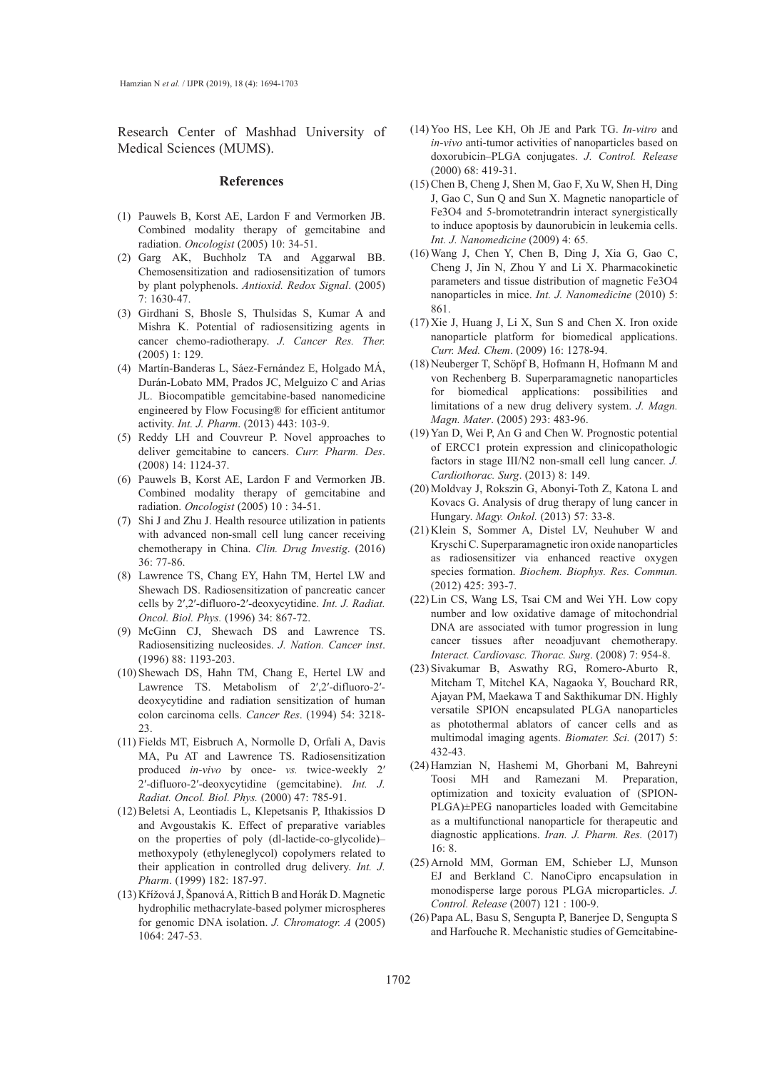Research Center of Mashhad University of Medical Sciences (MUMS).

## References

(1) Pauwels B, Korst AE, Lardon F and Vermorken JB. Combined modality therapy of gemcitabine and radiation. *Oncologist* (2005) 10: 34-51.

(2) Garg AK, Buchholz TA and Aggarwal BB. Chemosensitization and radiosensitization of tumors by plant polyphenols. *Antioxid. Redox Signal*. (2005) 7: 1630-47.

(3) Girdhani S, Bhosle S, Thulsidas S, Kumar A and Mishra K. Potential of radiosensitizing agents in cancer chemo-radiotherapy. *J. Cancer Res. Ther.* (2005) 1: 129.

(4) Martín-Banderas L, Sáez-Fernández E, Holgado MÁ, Durán-Lobato MM, Prados JC, Melguizo C and Arias JL. Biocompatible gemcitabine-based nanomedicine engineered by Flow Focusing® for efficient antitumor activity. *Int. J. Pharm*. (2013) 443: 103-9.

(5) Reddy LH and Couvreur P. Novel approaches to deliver gemcitabine to cancers. *Curr. Pharm. Des*. (2008) 14: 1124-37.

(6) Pauwels B, Korst AE, Lardon F and Vermorken JB. Combined modality therapy of gemcitabine and radiation. *Oncologist* (2005) 10 : 34-51.

(7) Shi J and Zhu J. Health resource utilization in patients with advanced non-small cell lung cancer receiving chemotherapy in China. *Clin. Drug Investig*. (2016) 36: 77-86.

(8) Lawrence TS, Chang EY, Hahn TM, Hertel LW and Shewach DS. Radiosensitization of pancreatic cancer cells by 2′,2′-difluoro-2′-deoxycytidine. *Int. J. Radiat. Oncol. Biol. Phys.* (1996) 34: 867-72.

(9) McGinn CJ, Shewach DS and Lawrence TS. Radiosensitizing nucleosides. *J. Nation. Cancer inst*. (1996) 88: 1193-203.

(10) Shewach DS, Hahn TM, Chang E, Hertel LW and Lawrence TS. Metabolism of 2′,2′-difluoro-2′-deoxycytidine and radiation sensitization of human colon carcinoma cells. *Cancer Res*. (1994) 54: 3218-23.

(11) Fields MT, Eisbruch A, Normolle D, Orfali A, Davis MA, Pu AT and Lawrence TS. Radiosensitization produced *in-vivo* by once- *vs.* twice-weekly 2′ 2′-difluoro-2′-deoxycytidine (gemcitabine). *Int. J. Radiat. Oncol. Biol. Phys.* (2000) 47: 785-91.

(12) Beletsi A, Leontiadis L, Klepetsanis P, Ithakissios D and Avgoustakis K. Effect of preparative variables on the properties of poly (dl-lactide-co-glycolide)–methoxypoly (ethyleneglycol) copolymers related to their application in controlled drug delivery. *Int. J. Pharm*. (1999) 182: 187-97.

(13) Křížová J, Španová A, Rittich B and Horák D. Magnetic hydrophilic methacrylate-based polymer microspheres for genomic DNA isolation. *J. Chromatogr. A* (2005) 1064: 247-53.

(14) Yoo HS, Lee KH, Oh JE and Park TG. *In-vitro* and *in-vivo* anti-tumor activities of nanoparticles based on doxorubicin–PLGA conjugates. *J. Control. Release* (2000) 68: 419-31.

(15) Chen B, Cheng J, Shen M, Gao F, Xu W, Shen H, Ding J, Gao C, Sun Q and Sun X. Magnetic nanoparticle of Fe3O4 and 5-bromotetrandrin interact synergistically to induce apoptosis by daunorubicin in leukemia cells. *Int. J. Nanomedicine* (2009) 4: 65.

(16) Wang J, Chen Y, Chen B, Ding J, Xia G, Gao C, Cheng J, Jin N, Zhou Y and Li X. Pharmacokinetic parameters and tissue distribution of magnetic Fe3O4 nanoparticles in mice. *Int. J. Nanomedicine* (2010) 5: 861.

(17) Xie J, Huang J, Li X, Sun S and Chen X. Iron oxide nanoparticle platform for biomedical applications. *Curr. Med. Chem*. (2009) 16: 1278-94.

(18) Neuberger T, Schöpf B, Hofmann H, Hofmann M and von Rechenberg B. Superparamagnetic nanoparticles for biomedical applications: possibilities and limitations of a new drug delivery system. *J. Magn. Magn. Mater*. (2005) 293: 483-96.

(19) Yan D, Wei P, An G and Chen W. Prognostic potential of ERCC1 protein expression and clinicopathologic factors in stage III/N2 non-small cell lung cancer. *J. Cardiothorac. Surg*. (2013) 8: 149.

(20) Moldvay J, Rokszin G, Abonyi-Toth Z, Katona L and Kovacs G. Analysis of drug therapy of lung cancer in Hungary. *Magy. Onkol.* (2013) 57: 33-8.

(21) Klein S, Sommer A, Distel LV, Neuhuber W and Kryschi C. Superparamagnetic iron oxide nanoparticles as radiosensitizer via enhanced reactive oxygen species formation. *Biochem. Biophys. Res. Commun.* (2012) 425: 393-7.

(22) Lin CS, Wang LS, Tsai CM and Wei YH. Low copy number and low oxidative damage of mitochondrial DNA are associated with tumor progression in lung cancer tissues after neoadjuvant chemotherapy. *Interact. Cardiovasc. Thorac. Surg*. (2008) 7: 954-8.

(23) Sivakumar B, Aswathy RG, Romero-Aburto R, Mitcham T, Mitchel KA, Nagaoka Y, Bouchard RR, Ajayan PM, Maekawa T and Sakthikumar DN. Highly versatile SPION encapsulated PLGA nanoparticles as photothermal ablators of cancer cells and as multimodal imaging agents. *Biomater. Sci.* (2017) 5: 432-43.

(24) Hamzian N, Hashemi M, Ghorbani M, Bahreyni Toosi MH and Ramezani M. Preparation, optimization and toxicity evaluation of (SPION-PLGA)±PEG nanoparticles loaded with Gemcitabine as a multifunctional nanoparticle for therapeutic and diagnostic applications. *Iran. J. Pharm. Res.* (2017) 16: 8.

(25) Arnold MM, Gorman EM, Schieber LJ, Munson EJ and Berkland C. NanoCipro encapsulation in monodisperse large porous PLGA microparticles. *J. Control. Release* (2007) 121 : 100-9.

(26) Papa AL, Basu S, Sengupta P, Banerjee D, Sengupta S and Harfouche R. Mechanistic studies of Gemcitabine-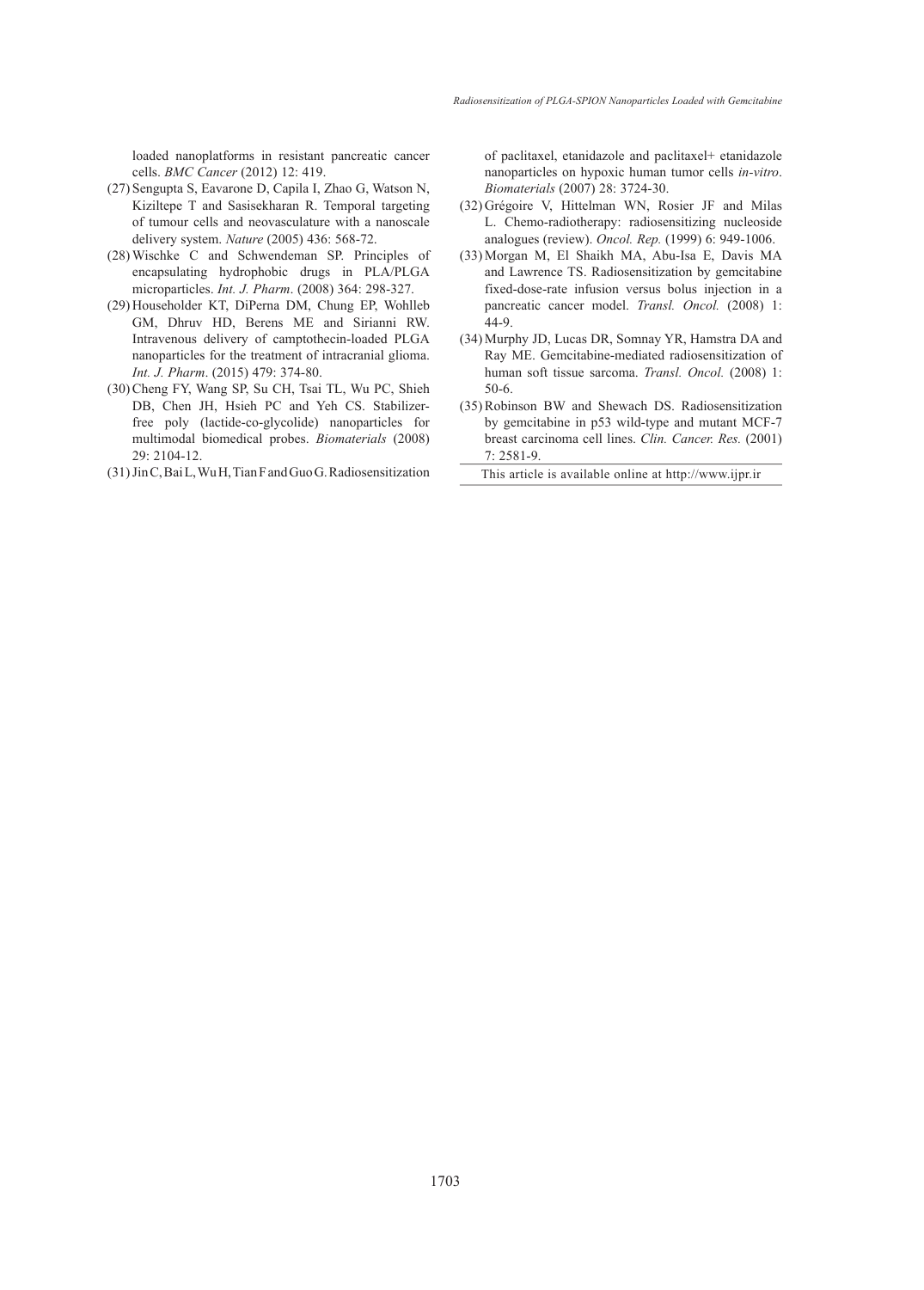loaded nanoplatforms in resistant pancreatic cancer cells. *BMC Cancer* (2012) 12: 419.

(27) Sengupta S, Eavarone D, Capila I, Zhao G, Watson N, Kiziltepe T and Sasisekharan R. Temporal targeting of tumour cells and neovasculature with a nanoscale delivery system. *Nature* (2005) 436: 568-72.

(28) Wischke C and Schwendeman SP. Principles of encapsulating hydrophobic drugs in PLA/PLGA microparticles. *Int. J. Pharm*. (2008) 364: 298-327.

(29) Householder KT, DiPerna DM, Chung EP, Wohlleb GM, Dhruv HD, Berens ME and Sirianni RW. Intravenous delivery of camptothecin-loaded PLGA nanoparticles for the treatment of intracranial glioma. *Int. J. Pharm*. (2015) 479: 374-80.

(30) Cheng FY, Wang SP, Su CH, Tsai TL, Wu PC, Shieh DB, Chen JH, Hsieh PC and Yeh CS. Stabilizer-free poly (lactide-co-glycolide) nanoparticles for multimodal biomedical probes. *Biomaterials* (2008) 29: 2104-12.

(31) Jin C, Bai L, Wu H, Tian F and Guo G. Radiosensitization of paclitaxel, etanidazole and paclitaxel+ etanidazole nanoparticles on hypoxic human tumor cells *in-vitro*. *Biomaterials* (2007) 28: 3724-30.

(32) Grégoire V, Hittelman WN, Rosier JF and Milas L. Chemo-radiotherapy: radiosensitizing nucleoside analogues (review). *Oncol. Rep.* (1999) 6: 949-1006.

(33) Morgan M, El Shaikh MA, Abu-Isa E, Davis MA and Lawrence TS. Radiosensitization by gemcitabine fixed-dose-rate infusion versus bolus injection in a pancreatic cancer model. *Transl. Oncol.* (2008) 1: 44-9.

(34) Murphy JD, Lucas DR, Somnay YR, Hamstra DA and Ray ME. Gemcitabine-mediated radiosensitization of human soft tissue sarcoma. *Transl. Oncol.* (2008) 1: 50-6.

(35) Robinson BW and Shewach DS. Radiosensitization by gemcitabine in p53 wild-type and mutant MCF-7 breast carcinoma cell lines. *Clin. Cancer. Res.* (2001) 7: 2581-9.

This article is available online at http://www.ijpr.ir